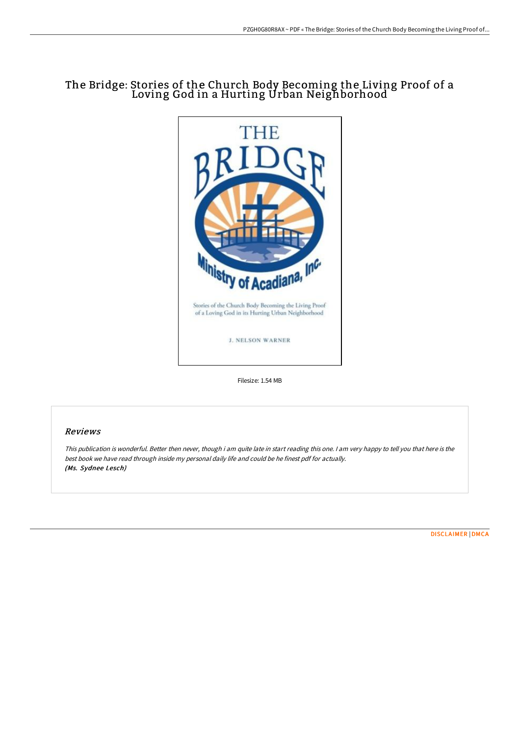# The Bridge: Stories of the Church Body Becoming the Living Proof of a Loving God in a Hurting Urban Neighborhood

Filesize: 1.54 MB

## Reviews

*This publication is wonderful. Better then never, though i am quite late in start reading this one. I am very happy to tell you that here is the best book we have read through inside my personal daily life and could be he finest pdf for actually.*
***(Ms. Sydnee Lesch)***

[DISCLAIMER](#) | [DMCA](#)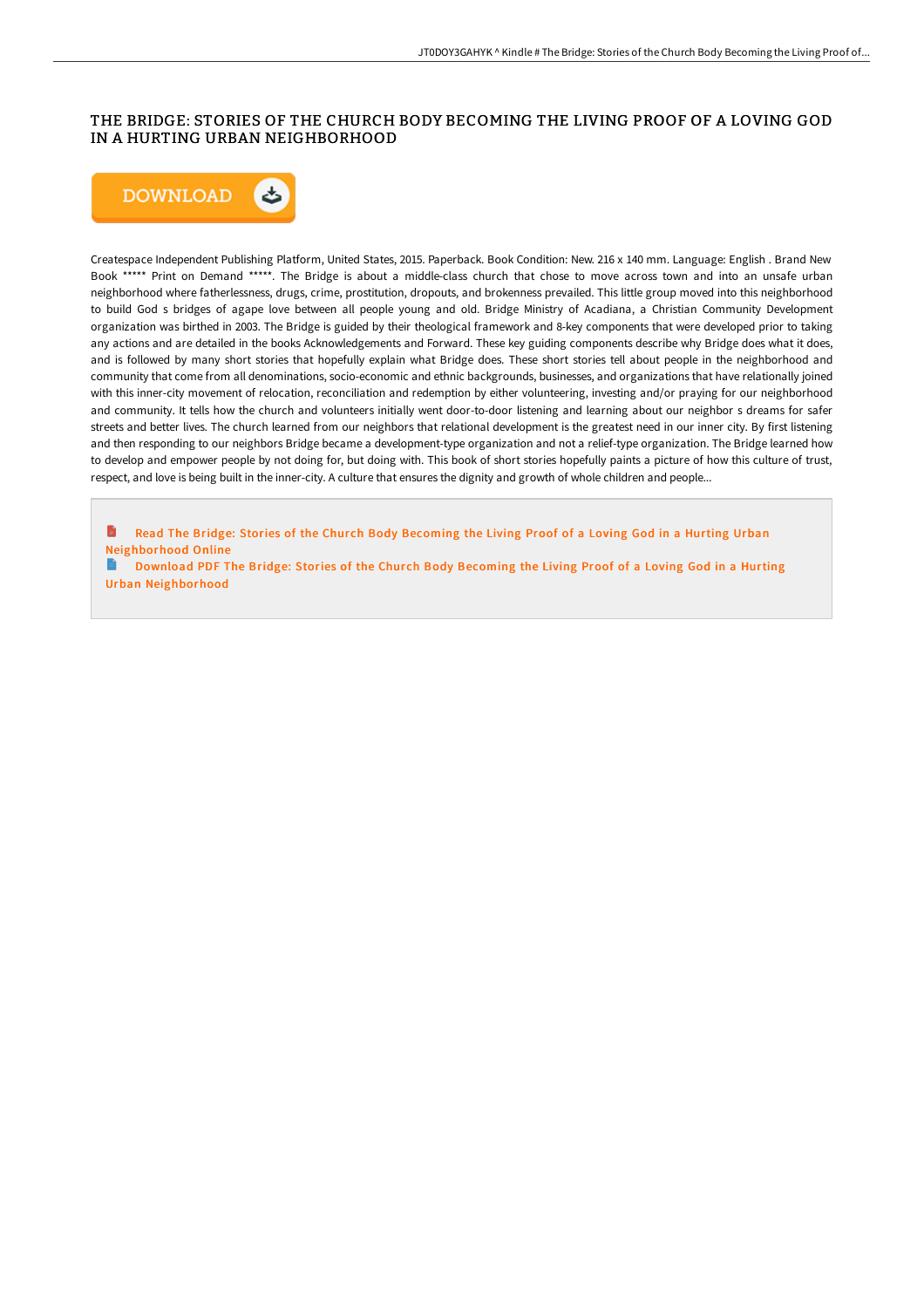# THE BRIDGE: STORIES OF THE CHURCH BODY BECOMING THE LIVING PROOF OF A LOVING GOD IN A HURTING URBAN NEIGHBORHOOD

Createspace Independent Publishing Platform, United States, 2015. Paperback. Book Condition: New. 216 x 140 mm. Language: English . Brand New Book ***** Print on Demand *****. The Bridge is about a middle-class church that chose to move across town and into an unsafe urban neighborhood where fatherlessness, drugs, crime, prostitution, dropouts, and brokenness prevailed. This little group moved into this neighborhood to build God s bridges of agape love between all people young and old. Bridge Ministry of Acadiana, a Christian Community Development organization was birthed in 2003. The Bridge is guided by their theological framework and 8-key components that were developed prior to taking any actions and are detailed in the books Acknowledgements and Forward. These key guiding components describe why Bridge does what it does, and is followed by many short stories that hopefully explain what Bridge does. These short stories tell about people in the neighborhood and community that come from all denominations, socio-economic and ethnic backgrounds, businesses, and organizations that have relationally joined with this inner-city movement of relocation, reconciliation and redemption by either volunteering, investing and/or praying for our neighborhood and community. It tells how the church and volunteers initially went door-to-door listening and learning about our neighbor s dreams for safer streets and better lives. The church learned from our neighbors that relational development is the greatest need in our inner city. By first listening and then responding to our neighbors Bridge became a development-type organization and not a relief-type organization. The Bridge learned how to develop and empower people by not doing for, but doing with. This book of short stories hopefully paints a picture of how this culture of trust, respect, and love is being built in the inner-city. A culture that ensures the dignity and growth of whole children and people...

Read The Bridge: Stories of the Church Body Becoming the Living Proof of a Loving God in a Hurting Urban Neighborhood Online

Download PDF The Bridge: Stories of the Church Body Becoming the Living Proof of a Loving God in a Hurting Urban Neighborhood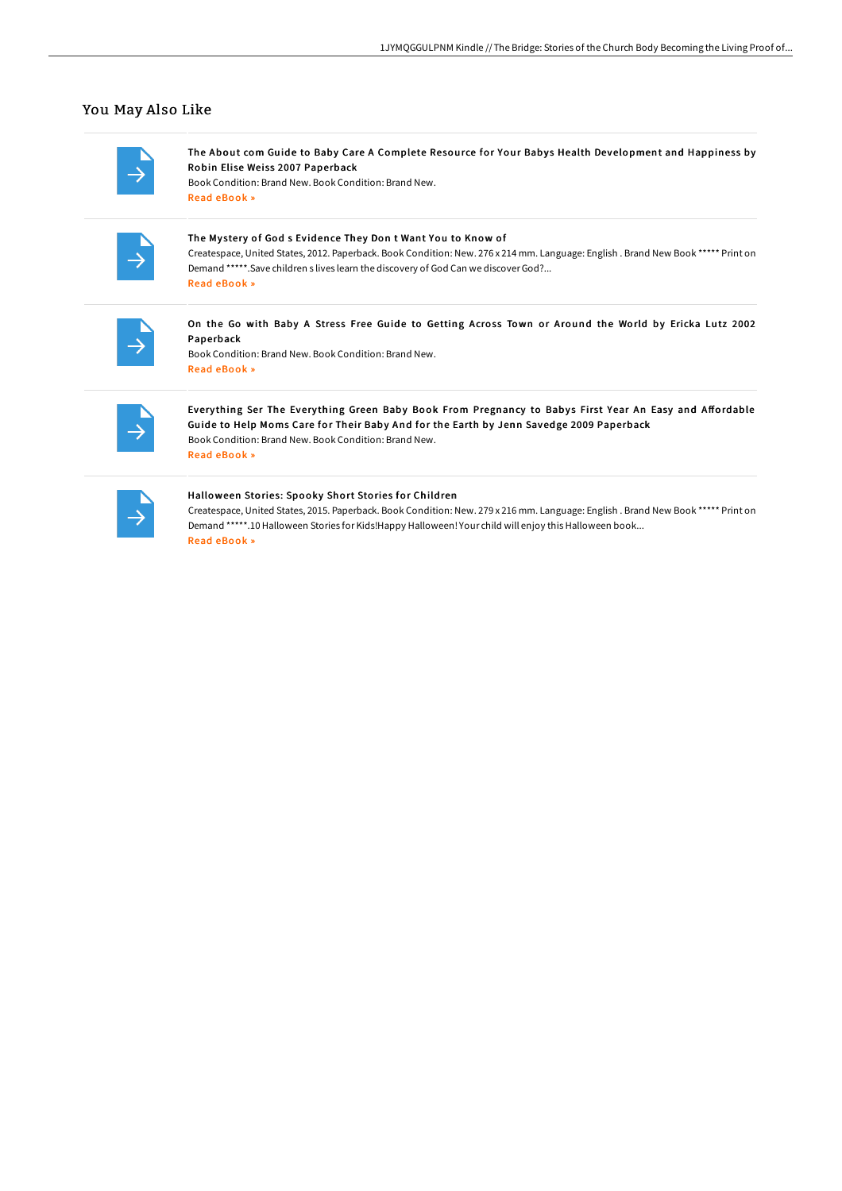## You May Also Like

**The About com Guide to Baby Care A Complete Resource for Your Babys Health Development and Happiness by Robin Elise Weiss 2007 Paperback**

Book Condition: Brand New. Book Condition: Brand New.

Read eBook »

**The Mystery of God s Evidence They Don t Want You to Know of**

Createspace, United States, 2012. Paperback. Book Condition: New. 276 x 214 mm. Language: English . Brand New Book ***** Print on Demand *****.Save children s lives learn the discovery of God Can we discover God?...

Read eBook »

**On the Go with Baby A Stress Free Guide to Getting Across Town or Around the World by Ericka Lutz 2002 Paperback**

Book Condition: Brand New. Book Condition: Brand New.

Read eBook »

**Everything Ser The Everything Green Baby Book From Pregnancy to Babys First Year An Easy and Affordable Guide to Help Moms Care for Their Baby And for the Earth by Jenn Savedge 2009 Paperback**

Book Condition: Brand New. Book Condition: Brand New.

Read eBook »

**Halloween Stories: Spooky Short Stories for Children**

Createspace, United States, 2015. Paperback. Book Condition: New. 279 x 216 mm. Language: English . Brand New Book ***** Print on Demand *****.10 Halloween Stories for Kids!Happy Halloween! Your child will enjoy this Halloween book...

Read eBook »